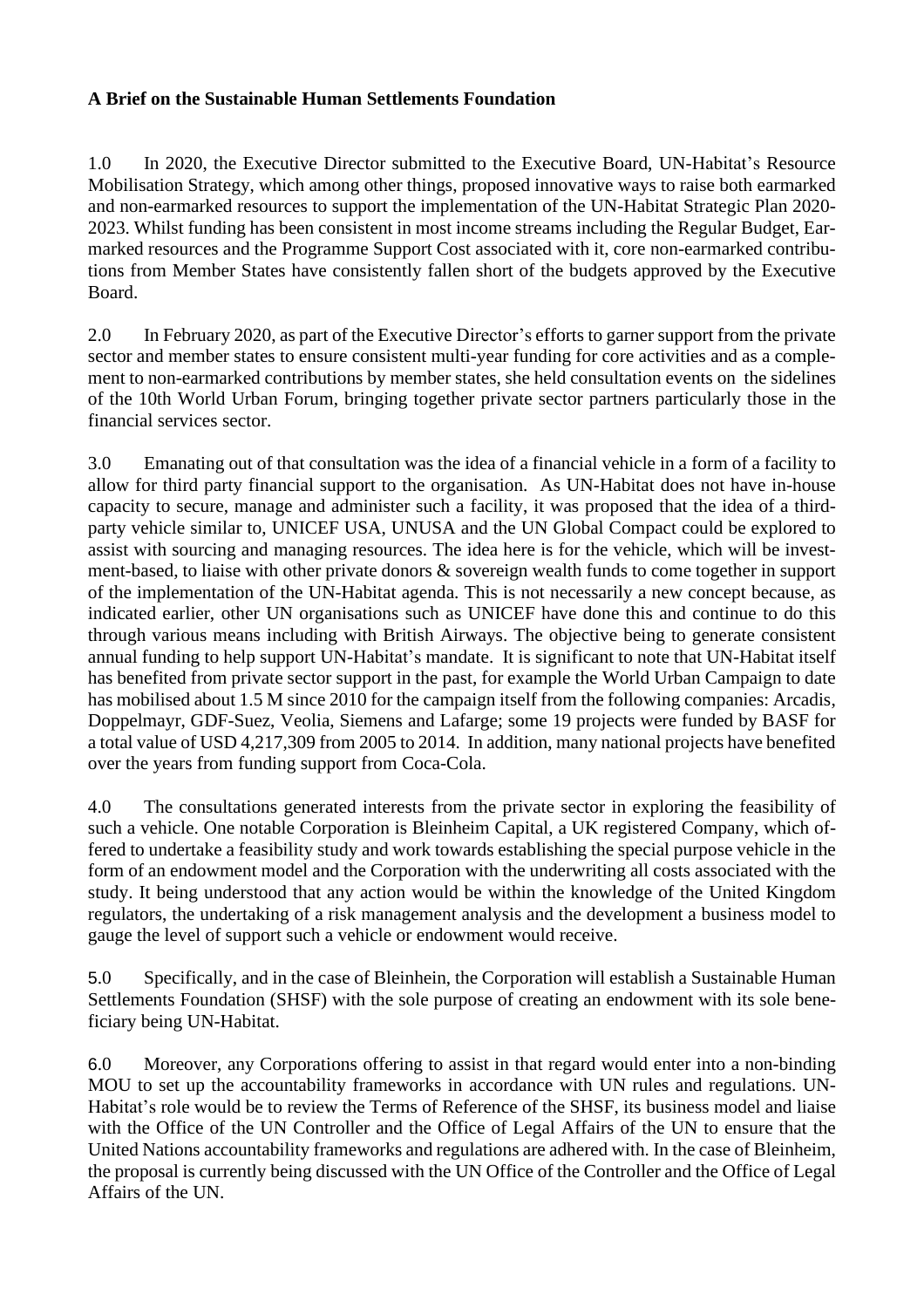**A Brief on the Sustainable Human Settlements Foundation**

1.0 In 2020, the Executive Director submitted to the Executive Board, UN-Habitat's Resource Mobilisation Strategy, which among other things, proposed innovative ways to raise both earmarked and non-earmarked resources to support the implementation of the UN-Habitat Strategic Plan 2020-2023. Whilst funding has been consistent in most income streams including the Regular Budget, Earmarked resources and the Programme Support Cost associated with it, core non-earmarked contributions from Member States have consistently fallen short of the budgets approved by the Executive Board.

2.0 In February 2020, as part of the Executive Director's efforts to garner support from the private sector and member states to ensure consistent multi-year funding for core activities and as a complement to non-earmarked contributions by member states, she held consultation events on the sidelines of the 10th World Urban Forum, bringing together private sector partners particularly those in the financial services sector.

3.0 Emanating out of that consultation was the idea of a financial vehicle in a form of a facility to allow for third party financial support to the organisation. As UN-Habitat does not have in-house capacity to secure, manage and administer such a facility, it was proposed that the idea of a third-party vehicle similar to, UNICEF USA, UNUSA and the UN Global Compact could be explored to assist with sourcing and managing resources. The idea here is for the vehicle, which will be investment-based, to liaise with other private donors & sovereign wealth funds to come together in support of the implementation of the UN-Habitat agenda. This is not necessarily a new concept because, as indicated earlier, other UN organisations such as UNICEF have done this and continue to do this through various means including with British Airways. The objective being to generate consistent annual funding to help support UN-Habitat's mandate. It is significant to note that UN-Habitat itself has benefited from private sector support in the past, for example the World Urban Campaign to date has mobilised about 1.5 M since 2010 for the campaign itself from the following companies: Arcadis, Doppelmayr, GDF-Suez, Veolia, Siemens and Lafarge; some 19 projects were funded by BASF for a total value of USD 4,217,309 from 2005 to 2014. In addition, many national projects have benefited over the years from funding support from Coca-Cola.

4.0 The consultations generated interests from the private sector in exploring the feasibility of such a vehicle. One notable Corporation is Bleinheim Capital, a UK registered Company, which offered to undertake a feasibility study and work towards establishing the special purpose vehicle in the form of an endowment model and the Corporation with the underwriting all costs associated with the study. It being understood that any action would be within the knowledge of the United Kingdom regulators, the undertaking of a risk management analysis and the development a business model to gauge the level of support such a vehicle or endowment would receive.

5.0 Specifically, and in the case of Bleinhein, the Corporation will establish a Sustainable Human Settlements Foundation (SHSF) with the sole purpose of creating an endowment with its sole beneficiary being UN-Habitat.

6.0 Moreover, any Corporations offering to assist in that regard would enter into a non-binding MOU to set up the accountability frameworks in accordance with UN rules and regulations. UN-Habitat's role would be to review the Terms of Reference of the SHSF, its business model and liaise with the Office of the UN Controller and the Office of Legal Affairs of the UN to ensure that the United Nations accountability frameworks and regulations are adhered with. In the case of Bleinheim, the proposal is currently being discussed with the UN Office of the Controller and the Office of Legal Affairs of the UN.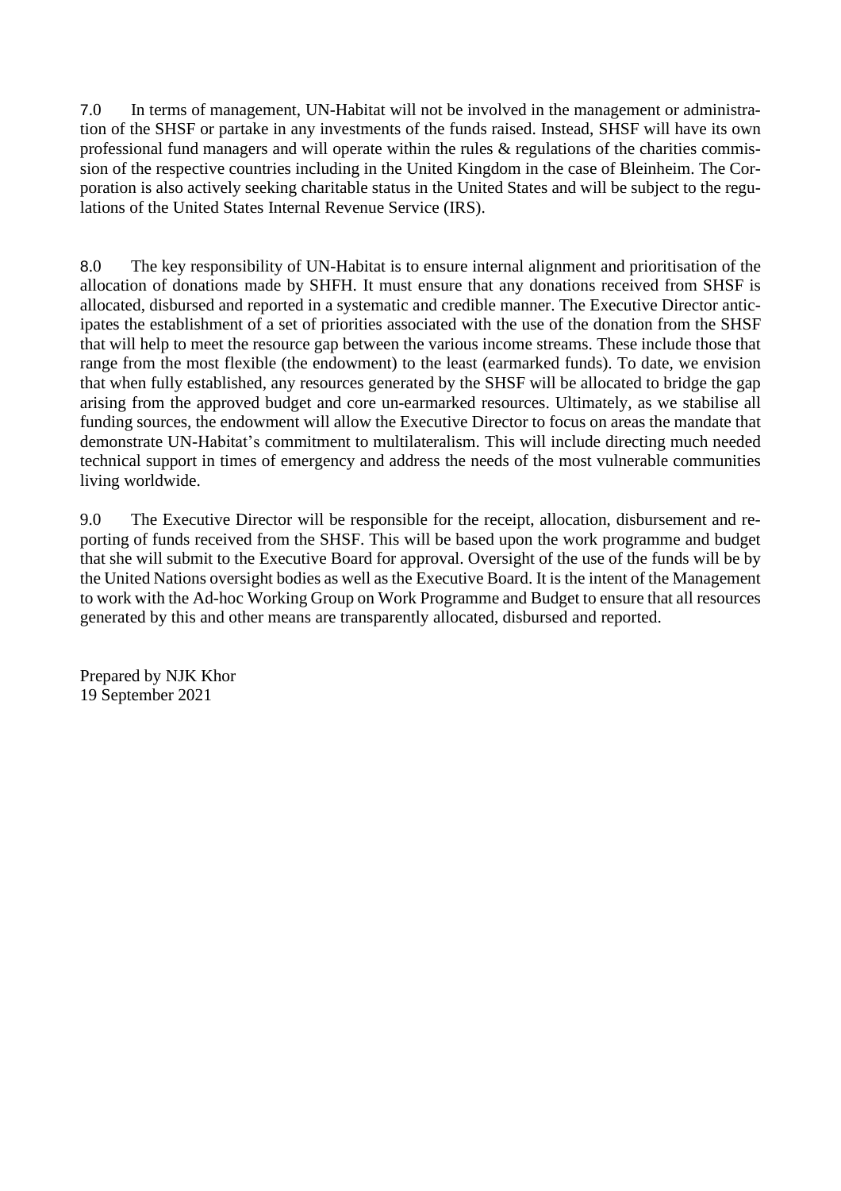7.0 In terms of management, UN-Habitat will not be involved in the management or administration of the SHSF or partake in any investments of the funds raised. Instead, SHSF will have its own professional fund managers and will operate within the rules & regulations of the charities commission of the respective countries including in the United Kingdom in the case of Bleinheim. The Corporation is also actively seeking charitable status in the United States and will be subject to the regulations of the United States Internal Revenue Service (IRS).

8.0 The key responsibility of UN-Habitat is to ensure internal alignment and prioritisation of the allocation of donations made by SHFH. It must ensure that any donations received from SHSF is allocated, disbursed and reported in a systematic and credible manner. The Executive Director anticipates the establishment of a set of priorities associated with the use of the donation from the SHSF that will help to meet the resource gap between the various income streams. These include those that range from the most flexible (the endowment) to the least (earmarked funds). To date, we envision that when fully established, any resources generated by the SHSF will be allocated to bridge the gap arising from the approved budget and core un-earmarked resources. Ultimately, as we stabilise all funding sources, the endowment will allow the Executive Director to focus on areas the mandate that demonstrate UN-Habitat's commitment to multilateralism. This will include directing much needed technical support in times of emergency and address the needs of the most vulnerable communities living worldwide.

9.0 The Executive Director will be responsible for the receipt, allocation, disbursement and reporting of funds received from the SHSF. This will be based upon the work programme and budget that she will submit to the Executive Board for approval. Oversight of the use of the funds will be by the United Nations oversight bodies as well as the Executive Board. It is the intent of the Management to work with the Ad-hoc Working Group on Work Programme and Budget to ensure that all resources generated by this and other means are transparently allocated, disbursed and reported.

Prepared by NJK Khor
19 September 2021